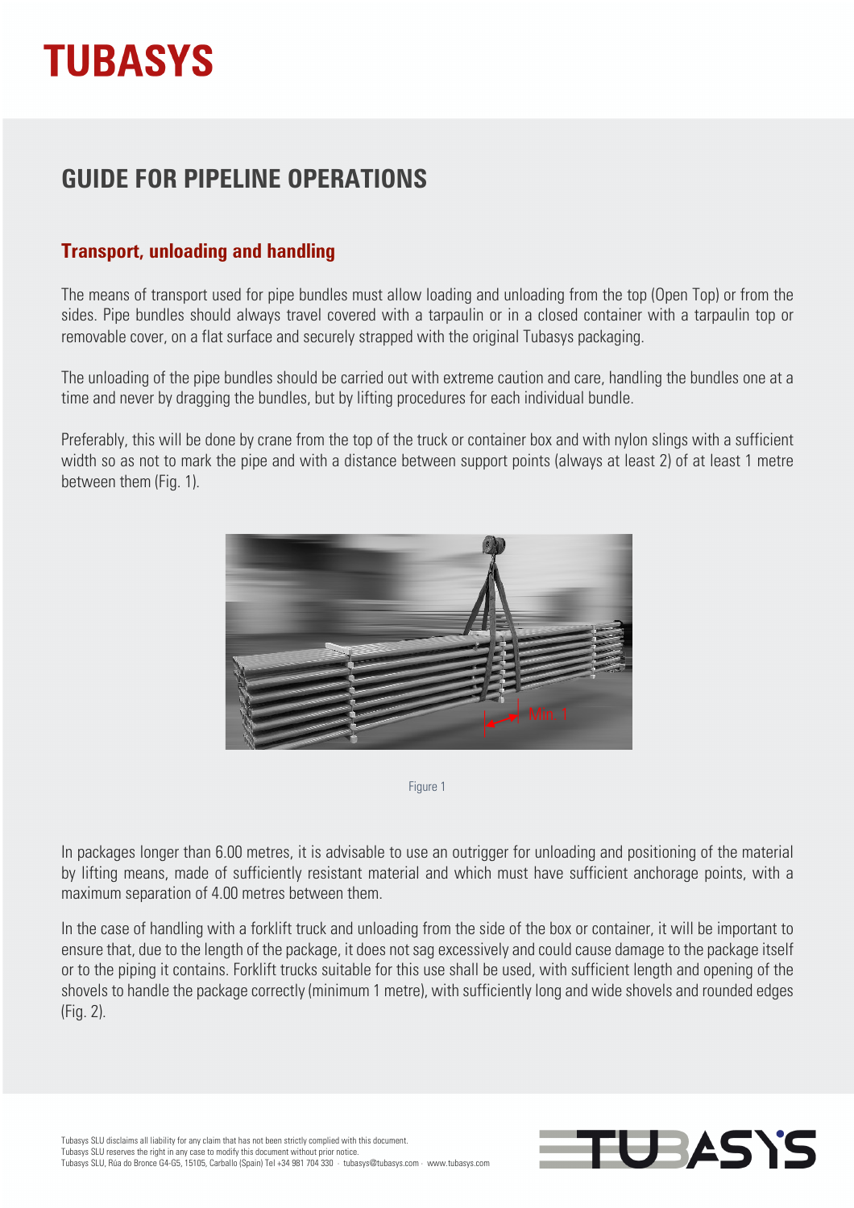# TUBASYS

## GUIDE FOR PIPELINE OPERATIONS

### Transport, unloading and handling

The means of transport used for pipe bundles must allow loading and unloading from the top (Open Top) or from the sides. Pipe bundles should always travel covered with a tarpaulin or in a closed container with a tarpaulin top or removable cover, on a flat surface and securely strapped with the original Tubasys packaging.

The unloading of the pipe bundles should be carried out with extreme caution and care, handling the bundles one at a time and never by dragging the bundles, but by lifting procedures for each individual bundle.

Preferably, this will be done by crane from the top of the truck or container box and with nylon slings with a sufficient width so as not to mark the pipe and with a distance between support points (always at least 2) of at least 1 metre between them (Fig. 1).

Figure 1

In packages longer than 6.00 metres, it is advisable to use an outrigger for unloading and positioning of the material by lifting means, made of sufficiently resistant material and which must have sufficient anchorage points, with a maximum separation of 4.00 metres between them.

In the case of handling with a forklift truck and unloading from the side of the box or container, it will be important to ensure that, due to the length of the package, it does not sag excessively and could cause damage to the package itself or to the piping it contains. Forklift trucks suitable for this use shall be used, with sufficient length and opening of the shovels to handle the package correctly (minimum 1 metre), with sufficiently long and wide shovels and rounded edges (Fig. 2).

Tubasys SLU disclaims all liability for any claim that has not been strictly complied with this document.
Tubasys SLU reserves the right in any case to modify this document without prior notice.
Tubasys SLU, Rúa do Bronce G4-G5, 15105, Carballo (Spain) Tel +34 981 704 330 · tubasys@tubasys.com · www.tubasys.com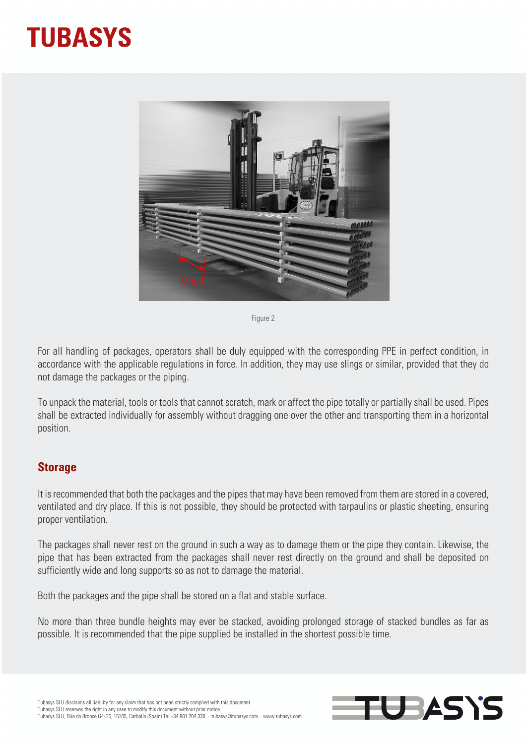Figure 2

For all handling of packages, operators shall be duly equipped with the corresponding PPE in perfect condition, in accordance with the applicable regulations in force. In addition, they may use slings or similar, provided that they do not damage the packages or the piping.

To unpack the material, tools or tools that cannot scratch, mark or affect the pipe totally or partially shall be used. Pipes shall be extracted individually for assembly without dragging one over the other and transporting them in a horizontal position.

## Storage

It is recommended that both the packages and the pipes that may have been removed from them are stored in a covered, ventilated and dry place. If this is not possible, they should be protected with tarpaulins or plastic sheeting, ensuring proper ventilation.

The packages shall never rest on the ground in such a way as to damage them or the pipe they contain. Likewise, the pipe that has been extracted from the packages shall never rest directly on the ground and shall be deposited on sufficiently wide and long supports so as not to damage the material.

Both the packages and the pipe shall be stored on a flat and stable surface.

No more than three bundle heights may ever be stacked, avoiding prolonged storage of stacked bundles as far as possible. It is recommended that the pipe supplied be installed in the shortest possible time.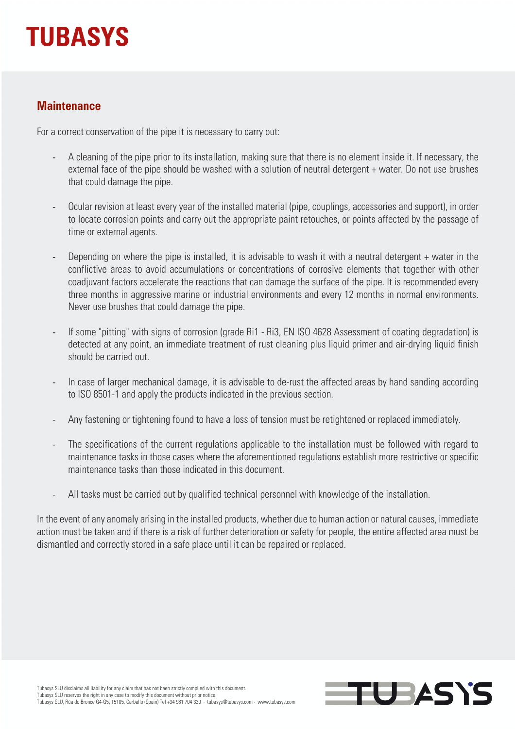## Maintenance

For a correct conservation of the pipe it is necessary to carry out:

- A cleaning of the pipe prior to its installation, making sure that there is no element inside it. If necessary, the external face of the pipe should be washed with a solution of neutral detergent + water. Do not use brushes that could damage the pipe.

- Ocular revision at least every year of the installed material (pipe, couplings, accessories and support), in order to locate corrosion points and carry out the appropriate paint retouches, or points affected by the passage of time or external agents.

- Depending on where the pipe is installed, it is advisable to wash it with a neutral detergent + water in the conflictive areas to avoid accumulations or concentrations of corrosive elements that together with other coadjuvant factors accelerate the reactions that can damage the surface of the pipe. It is recommended every three months in aggressive marine or industrial environments and every 12 months in normal environments. Never use brushes that could damage the pipe.

- If some "pitting" with signs of corrosion (grade Ri1 - Ri3, EN ISO 4628 Assessment of coating degradation) is detected at any point, an immediate treatment of rust cleaning plus liquid primer and air-drying liquid finish should be carried out.

- In case of larger mechanical damage, it is advisable to de-rust the affected areas by hand sanding according to ISO 8501-1 and apply the products indicated in the previous section.

- Any fastening or tightening found to have a loss of tension must be retightened or replaced immediately.

- The specifications of the current regulations applicable to the installation must be followed with regard to maintenance tasks in those cases where the aforementioned regulations establish more restrictive or specific maintenance tasks than those indicated in this document.

- All tasks must be carried out by qualified technical personnel with knowledge of the installation.

In the event of any anomaly arising in the installed products, whether due to human action or natural causes, immediate action must be taken and if there is a risk of further deterioration or safety for people, the entire affected area must be dismantled and correctly stored in a safe place until it can be repaired or replaced.